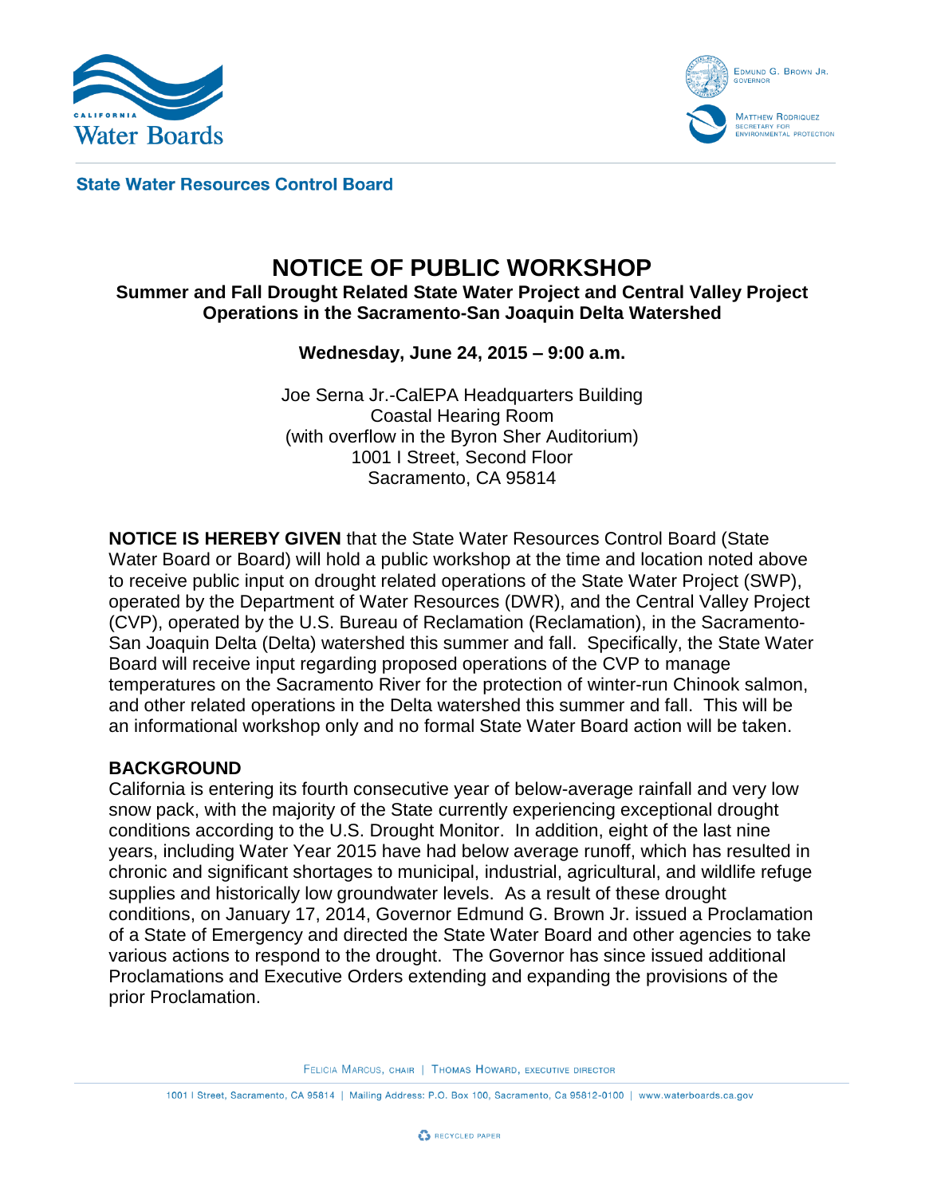**State Water Resources Control Board**

# NOTICE OF PUBLIC WORKSHOP

## Summer and Fall Drought Related State Water Project and Central Valley Project Operations in the Sacramento-San Joaquin Delta Watershed

**Wednesday, June 24, 2015 – 9:00 a.m.**

Joe Serna Jr.-CalEPA Headquarters Building
Coastal Hearing Room
(with overflow in the Byron Sher Auditorium)
1001 I Street, Second Floor
Sacramento, CA 95814

**NOTICE IS HEREBY GIVEN** that the State Water Resources Control Board (State Water Board or Board) will hold a public workshop at the time and location noted above to receive public input on drought related operations of the State Water Project (SWP), operated by the Department of Water Resources (DWR), and the Central Valley Project (CVP), operated by the U.S. Bureau of Reclamation (Reclamation), in the Sacramento-San Joaquin Delta (Delta) watershed this summer and fall. Specifically, the State Water Board will receive input regarding proposed operations of the CVP to manage temperatures on the Sacramento River for the protection of winter-run Chinook salmon, and other related operations in the Delta watershed this summer and fall. This will be an informational workshop only and no formal State Water Board action will be taken.

**BACKGROUND**

California is entering its fourth consecutive year of below-average rainfall and very low snow pack, with the majority of the State currently experiencing exceptional drought conditions according to the U.S. Drought Monitor. In addition, eight of the last nine years, including Water Year 2015 have had below average runoff, which has resulted in chronic and significant shortages to municipal, industrial, agricultural, and wildlife refuge supplies and historically low groundwater levels. As a result of these drought conditions, on January 17, 2014, Governor Edmund G. Brown Jr. issued a Proclamation of a State of Emergency and directed the State Water Board and other agencies to take various actions to respond to the drought. The Governor has since issued additional Proclamations and Executive Orders extending and expanding the provisions of the prior Proclamation.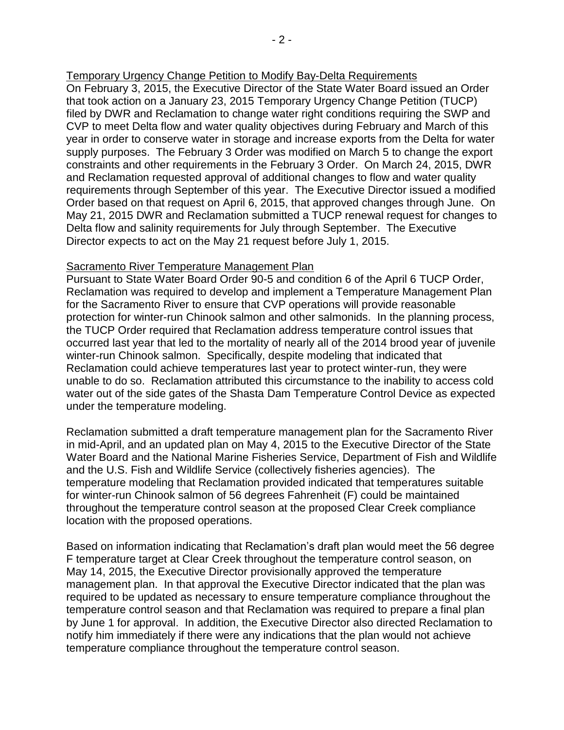Temporary Urgency Change Petition to Modify Bay-Delta Requirements

On February 3, 2015, the Executive Director of the State Water Board issued an Order that took action on a January 23, 2015 Temporary Urgency Change Petition (TUCP) filed by DWR and Reclamation to change water right conditions requiring the SWP and CVP to meet Delta flow and water quality objectives during February and March of this year in order to conserve water in storage and increase exports from the Delta for water supply purposes. The February 3 Order was modified on March 5 to change the export constraints and other requirements in the February 3 Order. On March 24, 2015, DWR and Reclamation requested approval of additional changes to flow and water quality requirements through September of this year. The Executive Director issued a modified Order based on that request on April 6, 2015, that approved changes through June. On May 21, 2015 DWR and Reclamation submitted a TUCP renewal request for changes to Delta flow and salinity requirements for July through September. The Executive Director expects to act on the May 21 request before July 1, 2015.

Sacramento River Temperature Management Plan

Pursuant to State Water Board Order 90-5 and condition 6 of the April 6 TUCP Order, Reclamation was required to develop and implement a Temperature Management Plan for the Sacramento River to ensure that CVP operations will provide reasonable protection for winter-run Chinook salmon and other salmonids. In the planning process, the TUCP Order required that Reclamation address temperature control issues that occurred last year that led to the mortality of nearly all of the 2014 brood year of juvenile winter-run Chinook salmon. Specifically, despite modeling that indicated that Reclamation could achieve temperatures last year to protect winter-run, they were unable to do so. Reclamation attributed this circumstance to the inability to access cold water out of the side gates of the Shasta Dam Temperature Control Device as expected under the temperature modeling.

Reclamation submitted a draft temperature management plan for the Sacramento River in mid-April, and an updated plan on May 4, 2015 to the Executive Director of the State Water Board and the National Marine Fisheries Service, Department of Fish and Wildlife and the U.S. Fish and Wildlife Service (collectively fisheries agencies). The temperature modeling that Reclamation provided indicated that temperatures suitable for winter-run Chinook salmon of 56 degrees Fahrenheit (F) could be maintained throughout the temperature control season at the proposed Clear Creek compliance location with the proposed operations.

Based on information indicating that Reclamation's draft plan would meet the 56 degree F temperature target at Clear Creek throughout the temperature control season, on May 14, 2015, the Executive Director provisionally approved the temperature management plan. In that approval the Executive Director indicated that the plan was required to be updated as necessary to ensure temperature compliance throughout the temperature control season and that Reclamation was required to prepare a final plan by June 1 for approval. In addition, the Executive Director also directed Reclamation to notify him immediately if there were any indications that the plan would not achieve temperature compliance throughout the temperature control season.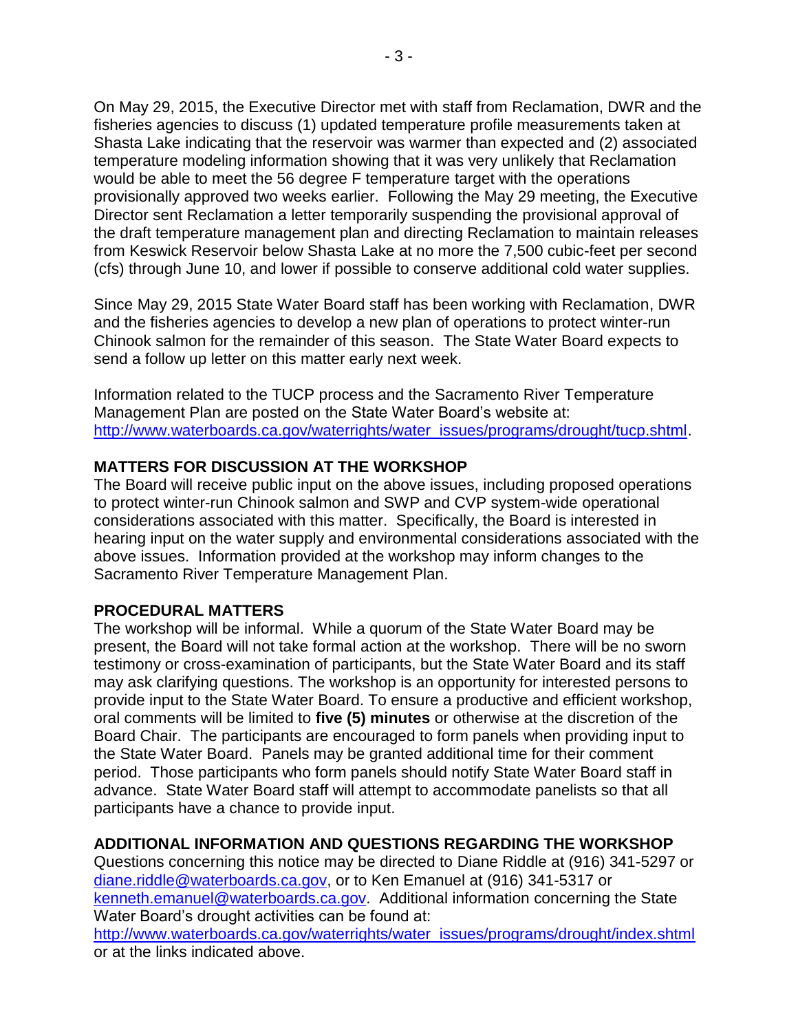On May 29, 2015, the Executive Director met with staff from Reclamation, DWR and the fisheries agencies to discuss (1) updated temperature profile measurements taken at Shasta Lake indicating that the reservoir was warmer than expected and (2) associated temperature modeling information showing that it was very unlikely that Reclamation would be able to meet the 56 degree F temperature target with the operations provisionally approved two weeks earlier. Following the May 29 meeting, the Executive Director sent Reclamation a letter temporarily suspending the provisional approval of the draft temperature management plan and directing Reclamation to maintain releases from Keswick Reservoir below Shasta Lake at no more the 7,500 cubic-feet per second (cfs) through June 10, and lower if possible to conserve additional cold water supplies.

Since May 29, 2015 State Water Board staff has been working with Reclamation, DWR and the fisheries agencies to develop a new plan of operations to protect winter-run Chinook salmon for the remainder of this season. The State Water Board expects to send a follow up letter on this matter early next week.

Information related to the TUCP process and the Sacramento River Temperature Management Plan are posted on the State Water Board's website at: http://www.waterboards.ca.gov/waterrights/water_issues/programs/drought/tucp.shtml.

## MATTERS FOR DISCUSSION AT THE WORKSHOP

The Board will receive public input on the above issues, including proposed operations to protect winter-run Chinook salmon and SWP and CVP system-wide operational considerations associated with this matter. Specifically, the Board is interested in hearing input on the water supply and environmental considerations associated with the above issues. Information provided at the workshop may inform changes to the Sacramento River Temperature Management Plan.

## PROCEDURAL MATTERS

The workshop will be informal. While a quorum of the State Water Board may be present, the Board will not take formal action at the workshop. There will be no sworn testimony or cross-examination of participants, but the State Water Board and its staff may ask clarifying questions. The workshop is an opportunity for interested persons to provide input to the State Water Board. To ensure a productive and efficient workshop, oral comments will be limited to **five (5) minutes** or otherwise at the discretion of the Board Chair. The participants are encouraged to form panels when providing input to the State Water Board. Panels may be granted additional time for their comment period. Those participants who form panels should notify State Water Board staff in advance. State Water Board staff will attempt to accommodate panelists so that all participants have a chance to provide input.

## ADDITIONAL INFORMATION AND QUESTIONS REGARDING THE WORKSHOP

Questions concerning this notice may be directed to Diane Riddle at (916) 341-5297 or diane.riddle@waterboards.ca.gov, or to Ken Emanuel at (916) 341-5317 or kenneth.emanuel@waterboards.ca.gov. Additional information concerning the State Water Board's drought activities can be found at: http://www.waterboards.ca.gov/waterrights/water_issues/programs/drought/index.shtml or at the links indicated above.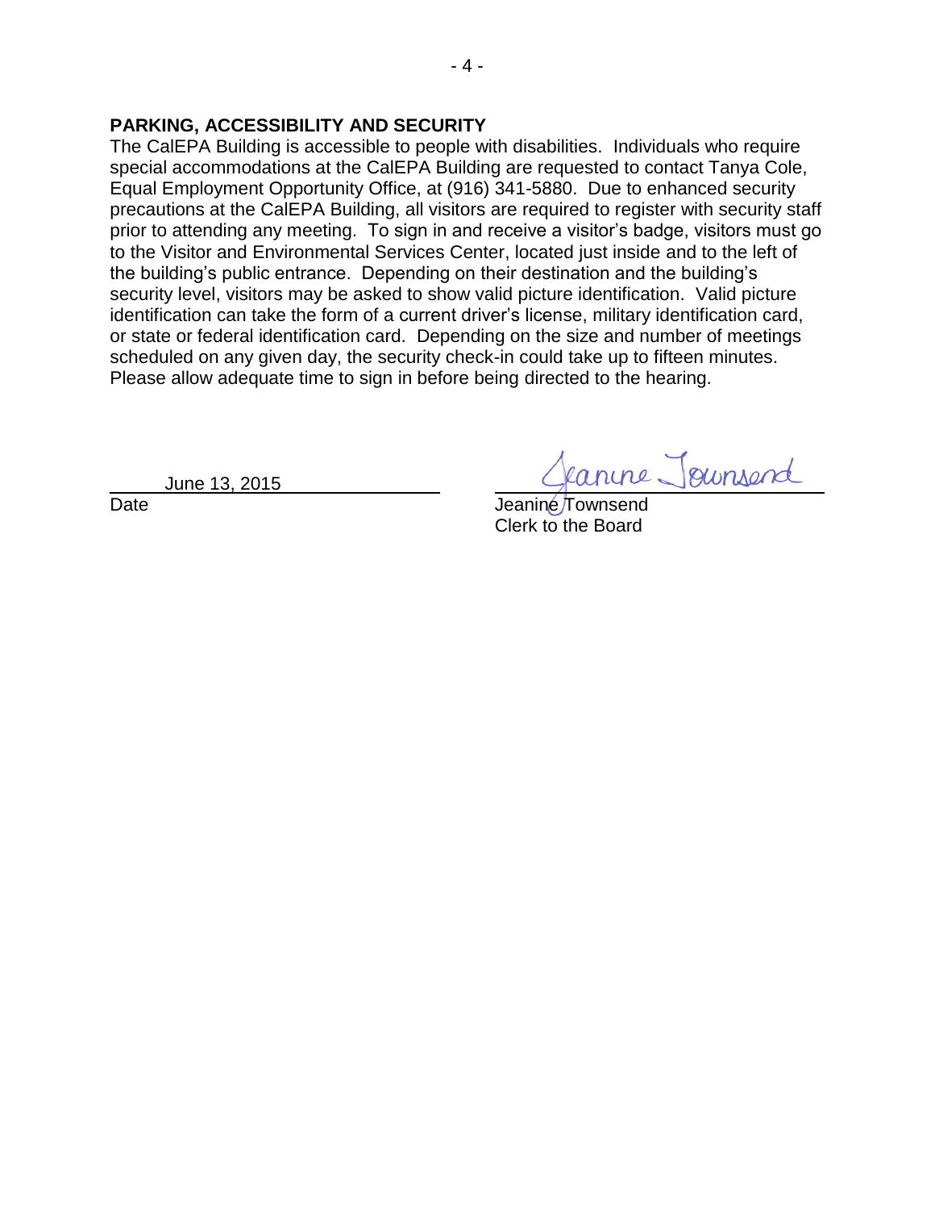**PARKING, ACCESSIBILITY AND SECURITY**

The CalEPA Building is accessible to people with disabilities. Individuals who require special accommodations at the CalEPA Building are requested to contact Tanya Cole, Equal Employment Opportunity Office, at (916) 341-5880. Due to enhanced security precautions at the CalEPA Building, all visitors are required to register with security staff prior to attending any meeting. To sign in and receive a visitor's badge, visitors must go to the Visitor and Environmental Services Center, located just inside and to the left of the building's public entrance. Depending on their destination and the building's security level, visitors may be asked to show valid picture identification. Valid picture identification can take the form of a current driver's license, military identification card, or state or federal identification card. Depending on the size and number of meetings scheduled on any given day, the security check-in could take up to fifteen minutes. Please allow adequate time to sign in before being directed to the hearing.

June 13, 2015
Date

Jeanine Townsend
Jeanine Townsend
Clerk to the Board